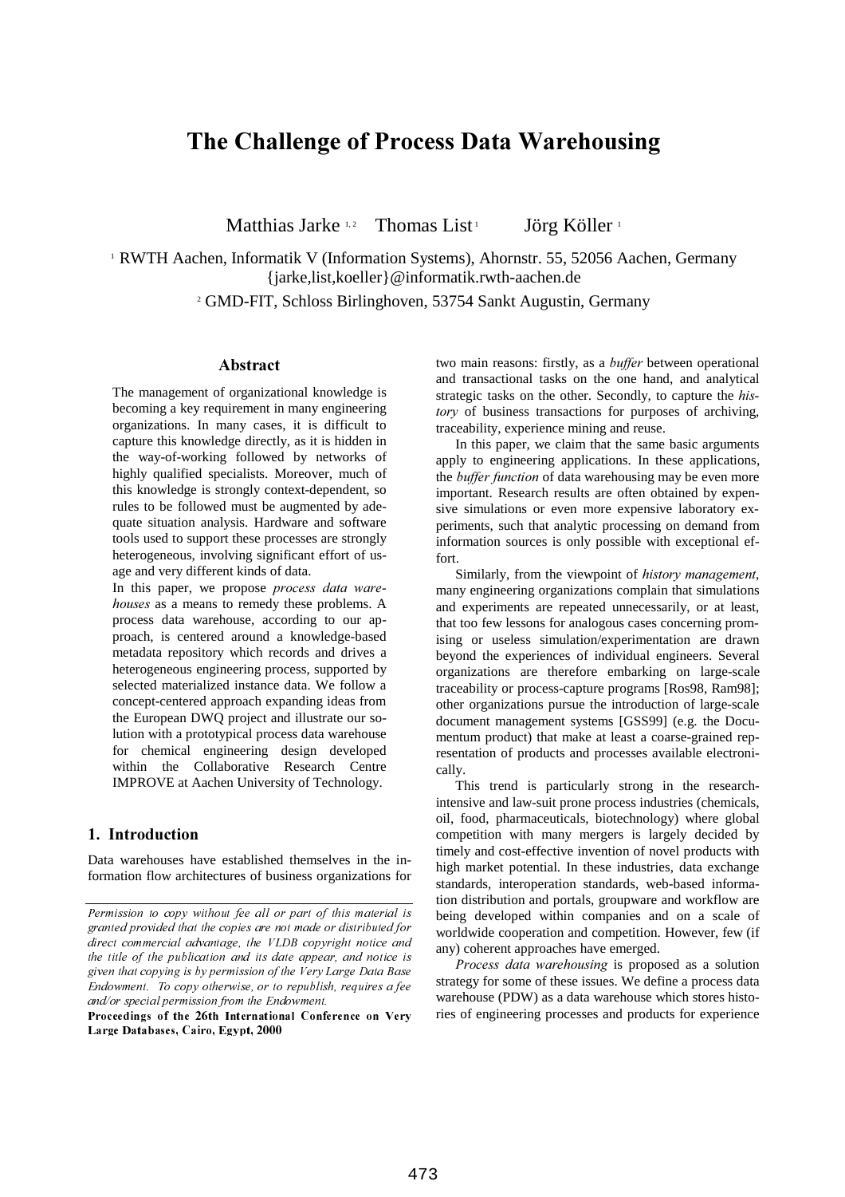# The Challenge of Process Data Warehousing

Matthias Jarke [1,2] Thomas List [1] Jörg Köller [1]

[1] RWTH Aachen, Informatik V (Information Systems), Ahornstr. 55, 52056 Aachen, Germany
{jarke,list,koeller}@informatik.rwth-aachen.de

[2] GMD-FIT, Schloss Birlinghoven, 53754 Sankt Augustin, Germany

## Abstract

The management of organizational knowledge is becoming a key requirement in many engineering organizations. In many cases, it is difficult to capture this knowledge directly, as it is hidden in the way-of-working followed by networks of highly qualified specialists. Moreover, much of this knowledge is strongly context-dependent, so rules to be followed must be augmented by adequate situation analysis. Hardware and software tools used to support these processes are strongly heterogeneous, involving significant effort of usage and very different kinds of data.

In this paper, we propose *process data warehouses* as a means to remedy these problems. A process data warehouse, according to our approach, is centered around a knowledge-based metadata repository which records and drives a heterogeneous engineering process, supported by selected materialized instance data. We follow a concept-centered approach expanding ideas from the European DWQ project and illustrate our solution with a prototypical process data warehouse for chemical engineering design developed within the Collaborative Research Centre IMPROVE at Aachen University of Technology.

## 1. Introduction

Data warehouses have established themselves in the information flow architectures of business organizations for two main reasons: firstly, as a *buffer* between operational and transactional tasks on the one hand, and analytical strategic tasks on the other. Secondly, to capture the *history* of business transactions for purposes of archiving, traceability, experience mining and reuse.

In this paper, we claim that the same basic arguments apply to engineering applications. In these applications, the *buffer function* of data warehousing may be even more important. Research results are often obtained by expensive simulations or even more expensive laboratory experiments, such that analytic processing on demand from information sources is only possible with exceptional effort.

Similarly, from the viewpoint of *history management*, many engineering organizations complain that simulations and experiments are repeated unnecessarily, or at least, that too few lessons for analogous cases concerning promising or useless simulation/experimentation are drawn beyond the experiences of individual engineers. Several organizations are therefore embarking on large-scale traceability or process-capture programs [Ros98, Ram98]; other organizations pursue the introduction of large-scale document management systems [GSS99] (e.g. the Documentum product) that make at least a coarse-grained representation of products and processes available electronically.

This trend is particularly strong in the research-intensive and law-suit prone process industries (chemicals, oil, food, pharmaceuticals, biotechnology) where global competition with many mergers is largely decided by timely and cost-effective invention of novel products with high market potential. In these industries, data exchange standards, interoperation standards, web-based information distribution and portals, groupware and workflow are being developed within companies and on a scale of worldwide cooperation and competition. However, few (if any) coherent approaches have emerged.

*Process data warehousing* is proposed as a solution strategy for some of these issues. We define a process data warehouse (PDW) as a data warehouse which stores histories of engineering processes and products for experience

*Permission to copy without fee all or part of this material is granted provided that the copies are not made or distributed for direct commercial advantage, the VLDB copyright notice and the title of the publication and its date appear, and notice is given that copying is by permission of the Very Large Data Base Endowment. To copy otherwise, or to republish, requires a fee and/or special permission from the Endowment.*

**Proceedings of the 26th International Conference on Very Large Databases, Cairo, Egypt, 2000**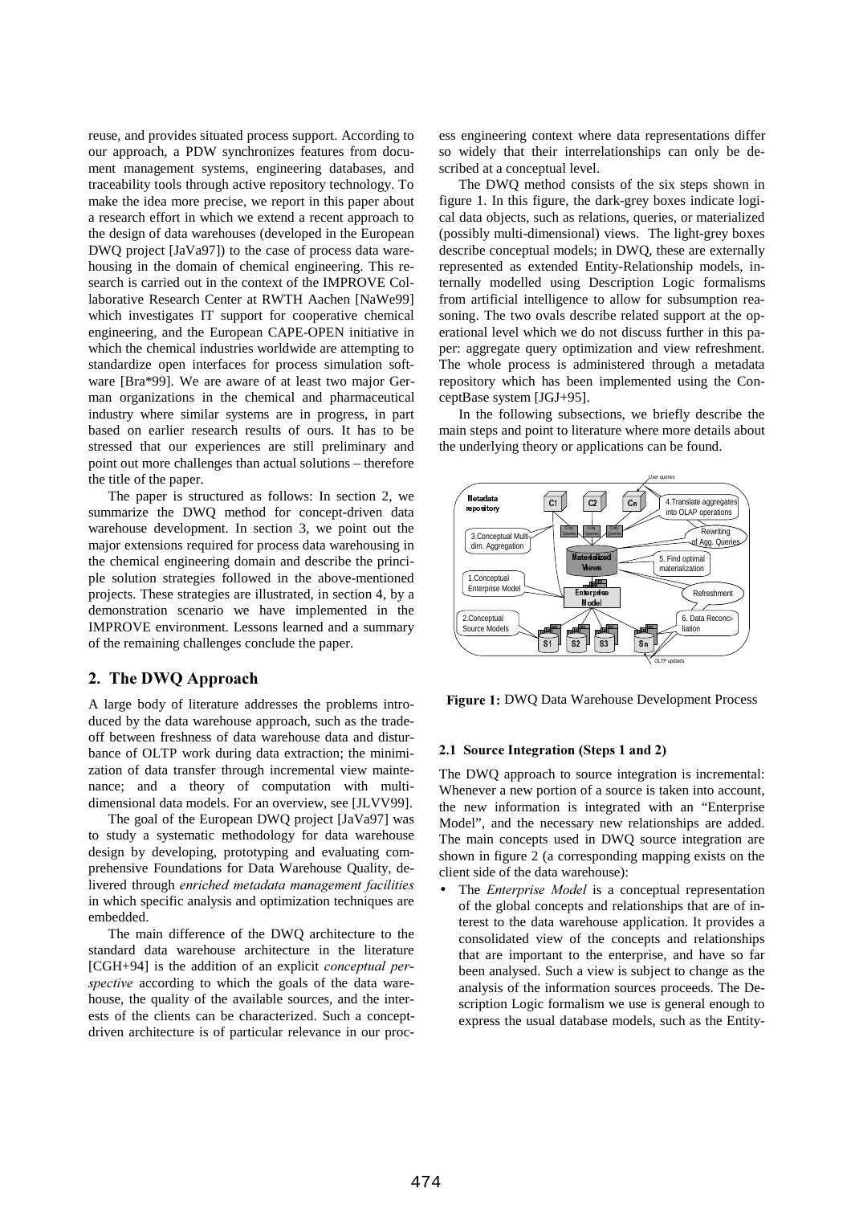reuse, and provides situated process support. According to our approach, a PDW synchronizes features from document management systems, engineering databases, and traceability tools through active repository technology. To make the idea more precise, we report in this paper about a research effort in which we extend a recent approach to the design of data warehouses (developed in the European DWQ project [JaVa97]) to the case of process data warehousing in the domain of chemical engineering. This research is carried out in the context of the IMPROVE Collaborative Research Center at RWTH Aachen [NaWe99] which investigates IT support for cooperative chemical engineering, and the European CAPE-OPEN initiative in which the chemical industries worldwide are attempting to standardize open interfaces for process simulation software [Bra*99]. We are aware of at least two major German organizations in the chemical and pharmaceutical industry where similar systems are in progress, in part based on earlier research results of ours. It has to be stressed that our experiences are still preliminary and point out more challenges than actual solutions – therefore the title of the paper.

The paper is structured as follows: In section 2, we summarize the DWQ method for concept-driven data warehouse development. In section 3, we point out the major extensions required for process data warehousing in the chemical engineering domain and describe the principle solution strategies followed in the above-mentioned projects. These strategies are illustrated, in section 4, by a demonstration scenario we have implemented in the IMPROVE environment. Lessons learned and a summary of the remaining challenges conclude the paper.

## 2. The DWQ Approach

A large body of literature addresses the problems introduced by the data warehouse approach, such as the trade-off between freshness of data warehouse data and disturbance of OLTP work during data extraction; the minimization of data transfer through incremental view maintenance; and a theory of computation with multi-dimensional data models. For an overview, see [JLVV99].

The goal of the European DWQ project [JaVa97] was to study a systematic methodology for data warehouse design by developing, prototyping and evaluating comprehensive Foundations for Data Warehouse Quality, delivered through *enriched metadata management facilities* in which specific analysis and optimization techniques are embedded.

The main difference of the DWQ architecture to the standard data warehouse architecture in the literature [CGH+94] is the addition of an explicit *conceptual perspective* according to which the goals of the data warehouse, the quality of the available sources, and the interests of the clients can be characterized. Such a concept-driven architecture is of particular relevance in our process engineering context where data representations differ so widely that their interrelationships can only be described at a conceptual level.

The DWQ method consists of the six steps shown in figure 1. In this figure, the dark-grey boxes indicate logical data objects, such as relations, queries, or materialized (possibly multi-dimensional) views. The light-grey boxes describe conceptual models; in DWQ, these are externally represented as extended Entity-Relationship models, internally modelled using Description Logic formalisms from artificial intelligence to allow for subsumption reasoning. The two ovals describe related support at the operational level which we do not discuss further in this paper: aggregate query optimization and view refreshment. The whole process is administered through a metadata repository which has been implemented using the ConceptBase system [JGJ+95].

In the following subsections, we briefly describe the main steps and point to literature where more details about the underlying theory or applications can be found.

**Figure 1:** DWQ Data Warehouse Development Process

### 2.1 Source Integration (Steps 1 and 2)

The DWQ approach to source integration is incremental: Whenever a new portion of a source is taken into account, the new information is integrated with an "Enterprise Model", and the necessary new relationships are added. The main concepts used in DWQ source integration are shown in figure 2 (a corresponding mapping exists on the client side of the data warehouse):

- The *Enterprise Model* is a conceptual representation of the global concepts and relationships that are of interest to the data warehouse application. It provides a consolidated view of the concepts and relationships that are important to the enterprise, and have so far been analysed. Such a view is subject to change as the analysis of the information sources proceeds. The Description Logic formalism we use is general enough to express the usual database models, such as the Entity-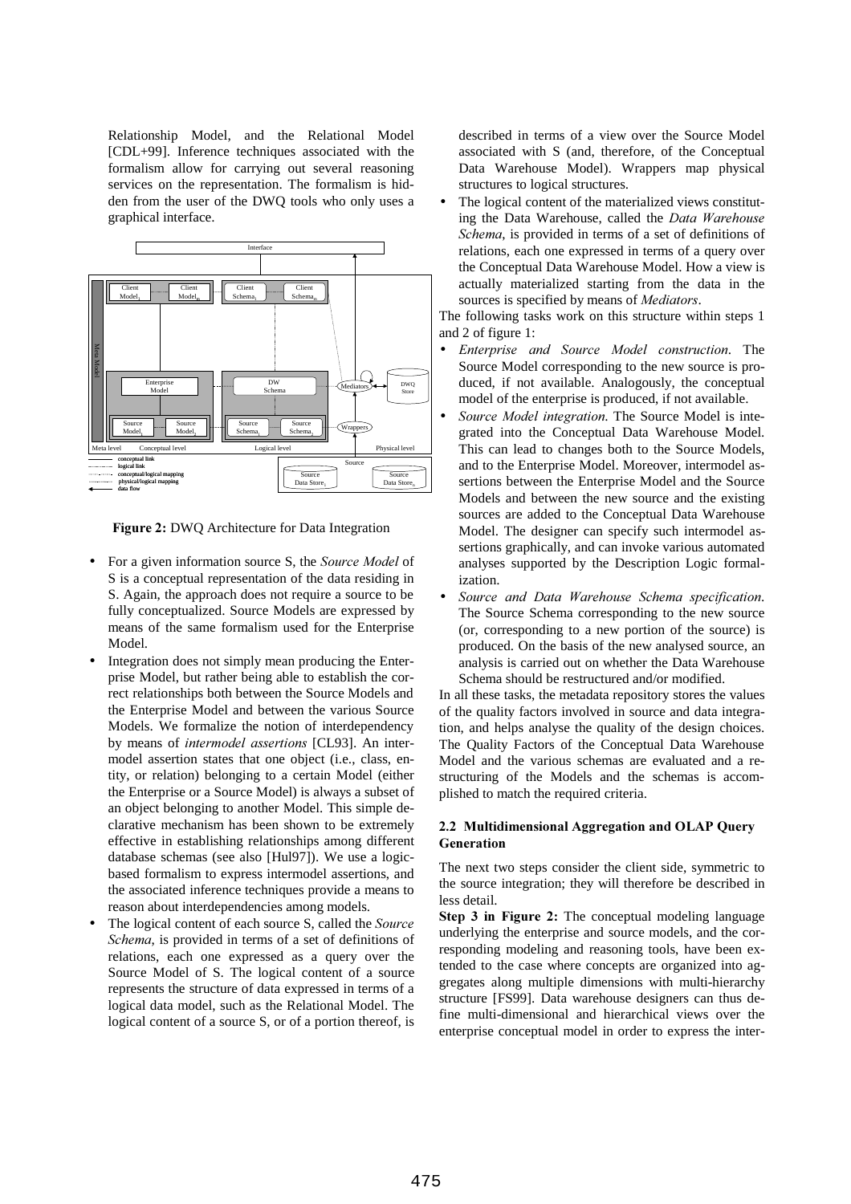Relationship Model, and the Relational Model [CDL+99]. Inference techniques associated with the formalism allow for carrying out several reasoning services on the representation. The formalism is hidden from the user of the DWQ tools who only uses a graphical interface.

Interface

Client Model$_1$ Client Model$_m$ Client Schema$_1$ Client Schema$_m$

Meta Model

Enterprise Model

DW Schema

Mediators

DWQ Store

Source Model$_1$ Source Model$_n$ Source Schema$_1$ Source Schema$_n$

Wrappers

Meta level Conceptual level Logical level Physical level

conceptual link
logical link
conceptual/logical mapping
physical/logical mapping
data flow

Source

Source Data Store$_1$ Source Data Store$_n$

**Figure 2:** DWQ Architecture for Data Integration

- For a given information source S, the *Source Model* of S is a conceptual representation of the data residing in S. Again, the approach does not require a source to be fully conceptualized. Source Models are expressed by means of the same formalism used for the Enterprise Model.
- Integration does not simply mean producing the Enterprise Model, but rather being able to establish the correct relationships both between the Source Models and the Enterprise Model and between the various Source Models. We formalize the notion of interdependency by means of *intermodel assertions* [CL93]. An intermodel assertion states that one object (i.e., class, entity, or relation) belonging to a certain Model (either the Enterprise or a Source Model) is always a subset of an object belonging to another Model. This simple declarative mechanism has been shown to be extremely effective in establishing relationships among different database schemas (see also [Hul97]). We use a logic-based formalism to express intermodel assertions, and the associated inference techniques provide a means to reason about interdependencies among models.
- The logical content of each source S, called the *Source Schema*, is provided in terms of a set of definitions of relations, each one expressed as a query over the Source Model of S. The logical content of a source represents the structure of data expressed in terms of a logical data model, such as the Relational Model. The logical content of a source S, or of a portion thereof, is described in terms of a view over the Source Model associated with S (and, therefore, of the Conceptual Data Warehouse Model). Wrappers map physical structures to logical structures.
- The logical content of the materialized views constituting the Data Warehouse, called the *Data Warehouse Schema*, is provided in terms of a set of definitions of relations, each one expressed in terms of a query over the Conceptual Data Warehouse Model. How a view is actually materialized starting from the data in the sources is specified by means of *Mediators*.

The following tasks work on this structure within steps 1 and 2 of figure 1:

- *Enterprise and Source Model construction.* The Source Model corresponding to the new source is produced, if not available. Analogously, the conceptual model of the enterprise is produced, if not available.
- *Source Model integration.* The Source Model is integrated into the Conceptual Data Warehouse Model. This can lead to changes both to the Source Models, and to the Enterprise Model. Moreover, intermodel assertions between the Enterprise Model and the Source Models and between the new source and the existing sources are added to the Conceptual Data Warehouse Model. The designer can specify such intermodel assertions graphically, and can invoke various automated analyses supported by the Description Logic formalization.
- *Source and Data Warehouse Schema specification.* The Source Schema corresponding to the new source (or, corresponding to a new portion of the source) is produced. On the basis of the new analysed source, an analysis is carried out on whether the Data Warehouse Schema should be restructured and/or modified.

In all these tasks, the metadata repository stores the values of the quality factors involved in source and data integration, and helps analyse the quality of the design choices. The Quality Factors of the Conceptual Data Warehouse Model and the various schemas are evaluated and a restructuring of the Models and the schemas is accomplished to match the required criteria.

### 2.2 Multidimensional Aggregation and OLAP Query Generation

The next two steps consider the client side, symmetric to the source integration; they will therefore be described in less detail.

**Step 3 in Figure 2:** The conceptual modeling language underlying the enterprise and source models, and the corresponding modeling and reasoning tools, have been extended to the case where concepts are organized into aggregates along multiple dimensions with multi-hierarchy structure [FS99]. Data warehouse designers can thus define multi-dimensional and hierarchical views over the enterprise conceptual model in order to express the inter-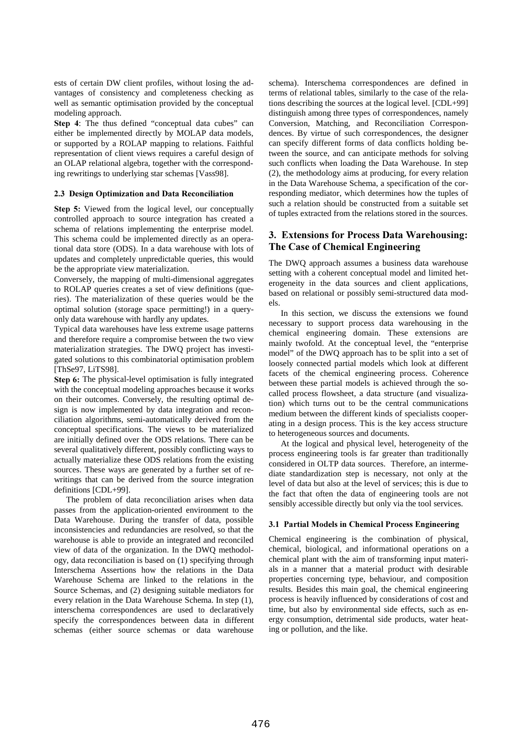ests of certain DW client profiles, without losing the advantages of consistency and completeness checking as well as semantic optimisation provided by the conceptual modeling approach.

**Step 4**: The thus defined "conceptual data cubes" can either be implemented directly by MOLAP data models, or supported by a ROLAP mapping to relations. Faithful representation of client views requires a careful design of an OLAP relational algebra, together with the corresponding rewritings to underlying star schemas [Vass98].

#### 2.3 Design Optimization and Data Reconciliation

**Step 5:** Viewed from the logical level, our conceptually controlled approach to source integration has created a schema of relations implementing the enterprise model. This schema could be implemented directly as an operational data store (ODS). In a data warehouse with lots of updates and completely unpredictable queries, this would be the appropriate view materialization.

Conversely, the mapping of multi-dimensional aggregates to ROLAP queries creates a set of view definitions (queries). The materialization of these queries would be the optimal solution (storage space permitting!) in a query-only data warehouse with hardly any updates.

Typical data warehouses have less extreme usage patterns and therefore require a compromise between the two view materialization strategies. The DWQ project has investigated solutions to this combinatorial optimisation problem [ThSe97, LiTS98].

**Step 6:** The physical-level optimisation is fully integrated with the conceptual modeling approaches because it works on their outcomes. Conversely, the resulting optimal design is now implemented by data integration and reconciliation algorithms, semi-automatically derived from the conceptual specifications. The views to be materialized are initially defined over the ODS relations. There can be several qualitatively different, possibly conflicting ways to actually materialize these ODS relations from the existing sources. These ways are generated by a further set of rewritings that can be derived from the source integration definitions [CDL+99].

The problem of data reconciliation arises when data passes from the application-oriented environment to the Data Warehouse. During the transfer of data, possible inconsistencies and redundancies are resolved, so that the warehouse is able to provide an integrated and reconciled view of data of the organization. In the DWQ methodology, data reconciliation is based on (1) specifying through Interschema Assertions how the relations in the Data Warehouse Schema are linked to the relations in the Source Schemas, and (2) designing suitable mediators for every relation in the Data Warehouse Schema. In step (1), interschema correspondences are used to declaratively specify the correspondences between data in different schemas (either source schemas or data warehouse schema). Interschema correspondences are defined in terms of relational tables, similarly to the case of the relations describing the sources at the logical level. [CDL+99] distinguish among three types of correspondences, namely Conversion, Matching, and Reconciliation Correspondences. By virtue of such correspondences, the designer can specify different forms of data conflicts holding between the source, and can anticipate methods for solving such conflicts when loading the Data Warehouse. In step (2), the methodology aims at producing, for every relation in the Data Warehouse Schema, a specification of the corresponding mediator, which determines how the tuples of such a relation should be constructed from a suitable set of tuples extracted from the relations stored in the sources.

## 3. Extensions for Process Data Warehousing: The Case of Chemical Engineering

The DWQ approach assumes a business data warehouse setting with a coherent conceptual model and limited heterogeneity in the data sources and client applications, based on relational or possibly semi-structured data models.

In this section, we discuss the extensions we found necessary to support process data warehousing in the chemical engineering domain. These extensions are mainly twofold. At the conceptual level, the "enterprise model" of the DWQ approach has to be split into a set of loosely connected partial models which look at different facets of the chemical engineering process. Coherence between these partial models is achieved through the so-called process flowsheet, a data structure (and visualization) which turns out to be the central communications medium between the different kinds of specialists cooperating in a design process. This is the key access structure to heterogeneous sources and documents.

At the logical and physical level, heterogeneity of the process engineering tools is far greater than traditionally considered in OLTP data sources. Therefore, an intermediate standardization step is necessary, not only at the level of data but also at the level of services; this is due to the fact that often the data of engineering tools are not sensibly accessible directly but only via the tool services.

#### 3.1 Partial Models in Chemical Process Engineering

Chemical engineering is the combination of physical, chemical, biological, and informational operations on a chemical plant with the aim of transforming input materials in a manner that a material product with desirable properties concerning type, behaviour, and composition results. Besides this main goal, the chemical engineering process is heavily influenced by considerations of cost and time, but also by environmental side effects, such as energy consumption, detrimental side products, water heating or pollution, and the like.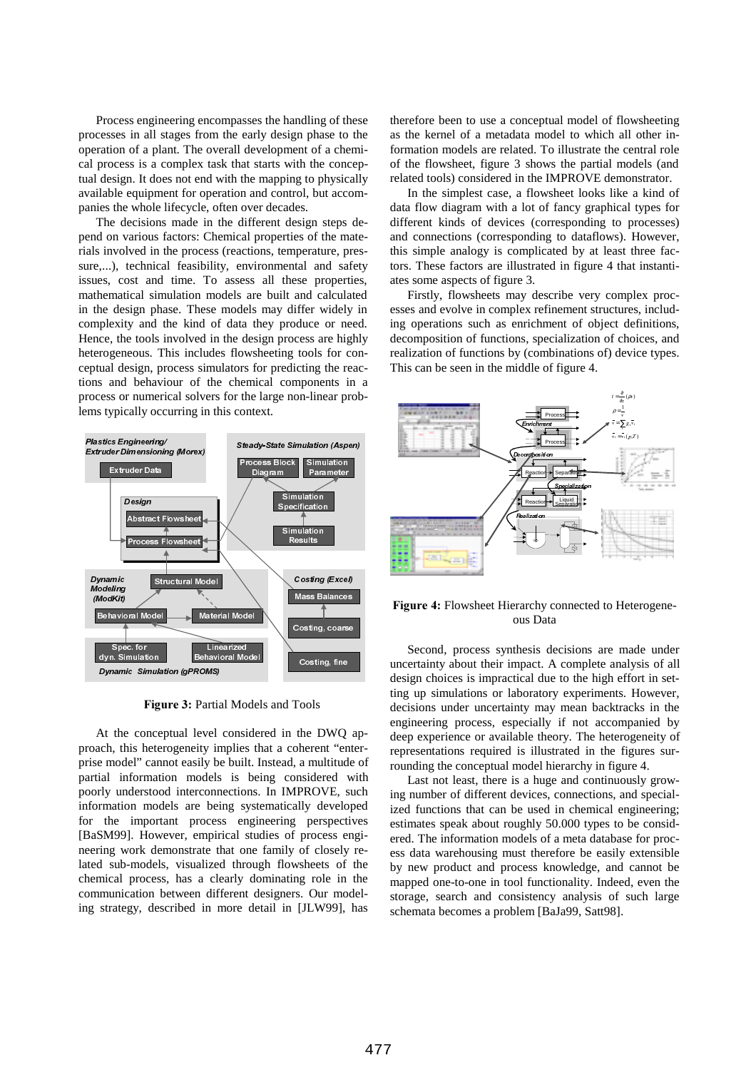Process engineering encompasses the handling of these processes in all stages from the early design phase to the operation of a plant. The overall development of a chemical process is a complex task that starts with the conceptual design. It does not end with the mapping to physically available equipment for operation and control, but accompanies the whole lifecycle, often over decades.

The decisions made in the different design steps depend on various factors: Chemical properties of the materials involved in the process (reactions, temperature, pressure,...), technical feasibility, environmental and safety issues, cost and time. To assess all these properties, mathematical simulation models are built and calculated in the design phase. These models may differ widely in complexity and the kind of data they produce or need. Hence, the tools involved in the design process are highly heterogeneous. This includes flowsheeting tools for conceptual design, process simulators for predicting the reactions and behaviour of the chemical components in a process or numerical solvers for the large non-linear problems typically occurring in this context.

**Figure 3:** Partial Models and Tools

At the conceptual level considered in the DWQ approach, this heterogeneity implies that a coherent "enterprise model" cannot easily be built. Instead, a multitude of partial information models is being considered with poorly understood interconnections. In IMPROVE, such information models are being systematically developed for the important process engineering perspectives [BaSM99]. However, empirical studies of process engineering work demonstrate that one family of closely related sub-models, visualized through flowsheets of the chemical process, has a clearly dominating role in the communication between different designers. Our modeling strategy, described in more detail in [JLW99], has therefore been to use a conceptual model of flowsheeting as the kernel of a metadata model to which all other information models are related. To illustrate the central role of the flowsheet, figure 3 shows the partial models (and related tools) considered in the IMPROVE demonstrator.

In the simplest case, a flowsheet looks like a kind of data flow diagram with a lot of fancy graphical types for different kinds of devices (corresponding to processes) and connections (corresponding to dataflows). However, this simple analogy is complicated by at least three factors. These factors are illustrated in figure 4 that instantiates some aspects of figure 3.

Firstly, flowsheets may describe very complex processes and evolve in complex refinement structures, including operations such as enrichment of object definitions, decomposition of functions, specialization of choices, and realization of functions by (combinations of) device types. This can be seen in the middle of figure 4.

**Figure 4:** Flowsheet Hierarchy connected to Heterogeneous Data

Second, process synthesis decisions are made under uncertainty about their impact. A complete analysis of all design choices is impractical due to the high effort in setting up simulations or laboratory experiments. However, decisions under uncertainty may mean backtracks in the engineering process, especially if not accompanied by deep experience or available theory. The heterogeneity of representations required is illustrated in the figures surrounding the conceptual model hierarchy in figure 4.

Last not least, there is a huge and continuously growing number of different devices, connections, and specialized functions that can be used in chemical engineering; estimates speak about roughly 50.000 types to be considered. The information models of a meta database for process data warehousing must therefore be easily extensible by new product and process knowledge, and cannot be mapped one-to-one in tool functionality. Indeed, even the storage, search and consistency analysis of such large schemata becomes a problem [BaJa99, Satt98].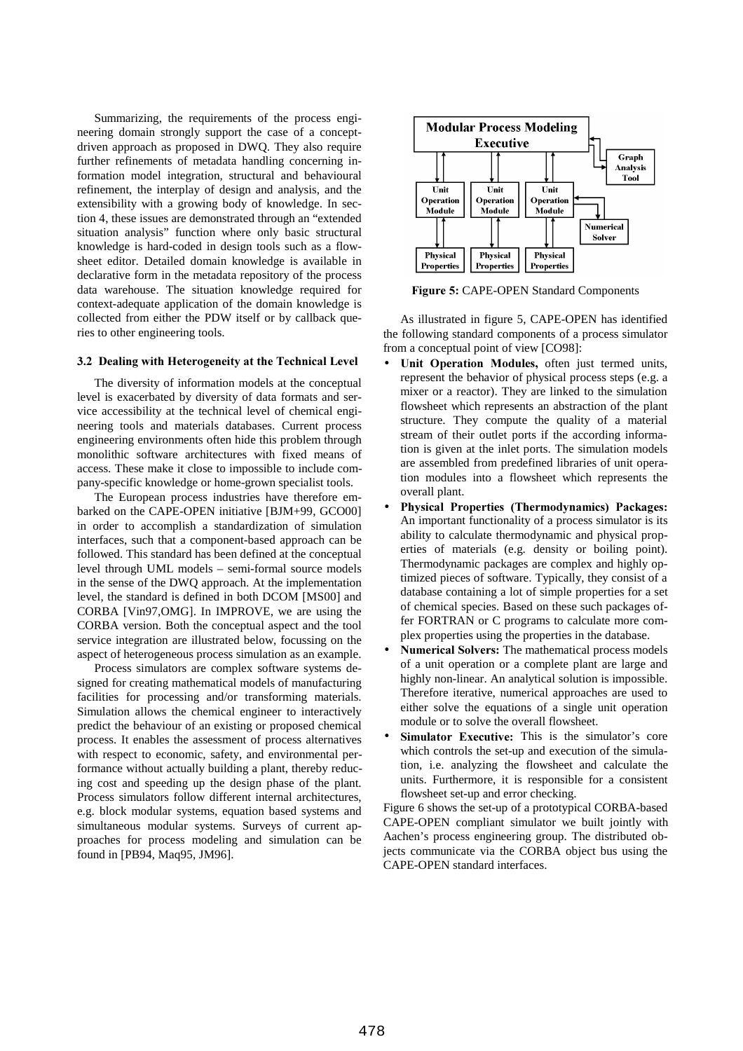Summarizing, the requirements of the process engineering domain strongly support the case of a concept-driven approach as proposed in DWQ. They also require further refinements of metadata handling concerning information model integration, structural and behavioural refinement, the interplay of design and analysis, and the extensibility with a growing body of knowledge. In section 4, these issues are demonstrated through an "extended situation analysis" function where only basic structural knowledge is hard-coded in design tools such as a flowsheet editor. Detailed domain knowledge is available in declarative form in the metadata repository of the process data warehouse. The situation knowledge required for context-adequate application of the domain knowledge is collected from either the PDW itself or by callback queries to other engineering tools.

### 3.2 Dealing with Heterogeneity at the Technical Level

The diversity of information models at the conceptual level is exacerbated by diversity of data formats and service accessibility at the technical level of chemical engineering tools and materials databases. Current process engineering environments often hide this problem through monolithic software architectures with fixed means of access. These make it close to impossible to include company-specific knowledge or home-grown specialist tools.

The European process industries have therefore embarked on the CAPE-OPEN initiative [BJM+99, GCO00] in order to accomplish a standardization of simulation interfaces, such that a component-based approach can be followed. This standard has been defined at the conceptual level through UML models – semi-formal source models in the sense of the DWQ approach. At the implementation level, the standard is defined in both DCOM [MS00] and CORBA [Vin97,OMG]. In IMPROVE, we are using the CORBA version. Both the conceptual aspect and the tool service integration are illustrated below, focussing on the aspect of heterogeneous process simulation as an example.

Process simulators are complex software systems designed for creating mathematical models of manufacturing facilities for processing and/or transforming materials. Simulation allows the chemical engineer to interactively predict the behaviour of an existing or proposed chemical process. It enables the assessment of process alternatives with respect to economic, safety, and environmental performance without actually building a plant, thereby reducing cost and speeding up the design phase of the plant. Process simulators follow different internal architectures, e.g. block modular systems, equation based systems and simultaneous modular systems. Surveys of current approaches for process modeling and simulation can be found in [PB94, Maq95, JM96].

**Figure 5:** CAPE-OPEN Standard Components

As illustrated in figure 5, CAPE-OPEN has identified the following standard components of a process simulator from a conceptual point of view [CO98]:

- **Unit Operation Modules,** often just termed units, represent the behavior of physical process steps (e.g. a mixer or a reactor). They are linked to the simulation flowsheet which represents an abstraction of the plant structure. They compute the quality of a material stream of their outlet ports if the according information is given at the inlet ports. The simulation models are assembled from predefined libraries of unit operation modules into a flowsheet which represents the overall plant.
- **Physical Properties (Thermodynamics) Packages:** An important functionality of a process simulator is its ability to calculate thermodynamic and physical properties of materials (e.g. density or boiling point). Thermodynamic packages are complex and highly optimized pieces of software. Typically, they consist of a database containing a lot of simple properties for a set of chemical species. Based on these such packages offer FORTRAN or C programs to calculate more complex properties using the properties in the database.
- **Numerical Solvers:** The mathematical process models of a unit operation or a complete plant are large and highly non-linear. An analytical solution is impossible. Therefore iterative, numerical approaches are used to either solve the equations of a single unit operation module or to solve the overall flowsheet.
- **Simulator Executive:** This is the simulator's core which controls the set-up and execution of the simulation, i.e. analyzing the flowsheet and calculate the units. Furthermore, it is responsible for a consistent flowsheet set-up and error checking.

Figure 6 shows the set-up of a prototypical CORBA-based CAPE-OPEN compliant simulator we built jointly with Aachen's process engineering group. The distributed objects communicate via the CORBA object bus using the CAPE-OPEN standard interfaces.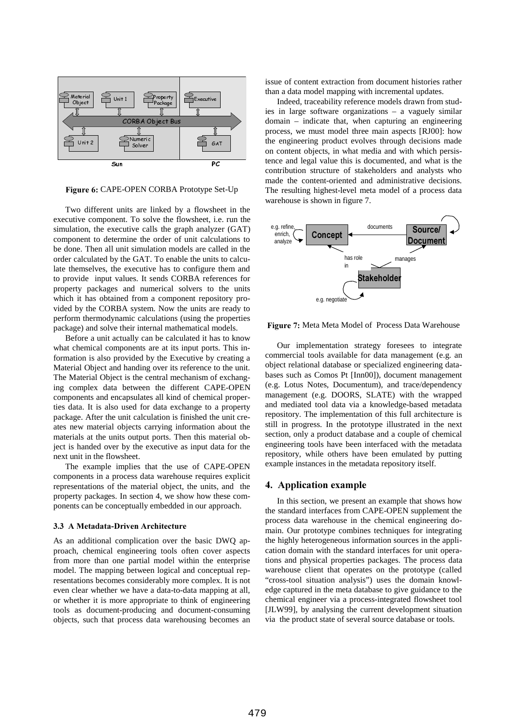**Figure 6:** CAPE-OPEN CORBA Prototype Set-Up

Two different units are linked by a flowsheet in the executive component. To solve the flowsheet, i.e. run the simulation, the executive calls the graph analyzer (GAT) component to determine the order of unit calculations to be done. Then all unit simulation models are called in the order calculated by the GAT. To enable the units to calculate themselves, the executive has to configure them and to provide input values. It sends CORBA references for property packages and numerical solvers to the units which it has obtained from a component repository provided by the CORBA system. Now the units are ready to perform thermodynamic calculations (using the properties package) and solve their internal mathematical models.

Before a unit actually can be calculated it has to know what chemical components are at its input ports. This information is also provided by the Executive by creating a Material Object and handing over its reference to the unit. The Material Object is the central mechanism of exchanging complex data between the different CAPE-OPEN components and encapsulates all kind of chemical properties data. It is also used for data exchange to a property package. After the unit calculation is finished the unit creates new material objects carrying information about the materials at the units output ports. Then this material object is handed over by the executive as input data for the next unit in the flowsheet.

The example implies that the use of CAPE-OPEN components in a process data warehouse requires explicit representations of the material object, the units, and the property packages. In section 4, we show how these components can be conceptually embedded in our approach.

### 3.3 A Metadata-Driven Architecture

As an additional complication over the basic DWQ approach, chemical engineering tools often cover aspects from more than one partial model within the enterprise model. The mapping between logical and conceptual representations becomes considerably more complex. It is not even clear whether we have a data-to-data mapping at all, or whether it is more appropriate to think of engineering tools as document-producing and document-consuming objects, such that process data warehousing becomes an issue of content extraction from document histories rather than a data model mapping with incremental updates.

Indeed, traceability reference models drawn from studies in large software organizations – a vaguely similar domain – indicate that, when capturing an engineering process, we must model three main aspects [RJ00]: how the engineering product evolves through decisions made on content objects, in what media and with which persistence and legal value this is documented, and what is the contribution structure of stakeholders and analysts who made the content-oriented and administrative decisions. The resulting highest-level meta model of a process data warehouse is shown in figure 7.

**Figure 7:** Meta Meta Model of Process Data Warehouse

Our implementation strategy foresees to integrate commercial tools available for data management (e.g. an object relational database or specialized engineering databases such as Comos Pt [Inn00]), document management (e.g. Lotus Notes, Documentum), and trace/dependency management (e.g. DOORS, SLATE) with the wrapped and mediated tool data via a knowledge-based metadata repository. The implementation of this full architecture is still in progress. In the prototype illustrated in the next section, only a product database and a couple of chemical engineering tools have been interfaced with the metadata repository, while others have been emulated by putting example instances in the metadata repository itself.

## 4. Application example

In this section, we present an example that shows how the standard interfaces from CAPE-OPEN supplement the process data warehouse in the chemical engineering domain. Our prototype combines techniques for integrating the highly heterogeneous information sources in the application domain with the standard interfaces for unit operations and physical properties packages. The process data warehouse client that operates on the prototype (called "cross-tool situation analysis") uses the domain knowledge captured in the meta database to give guidance to the chemical engineer via a process-integrated flowsheet tool [JLW99], by analysing the current development situation via the product state of several source database or tools.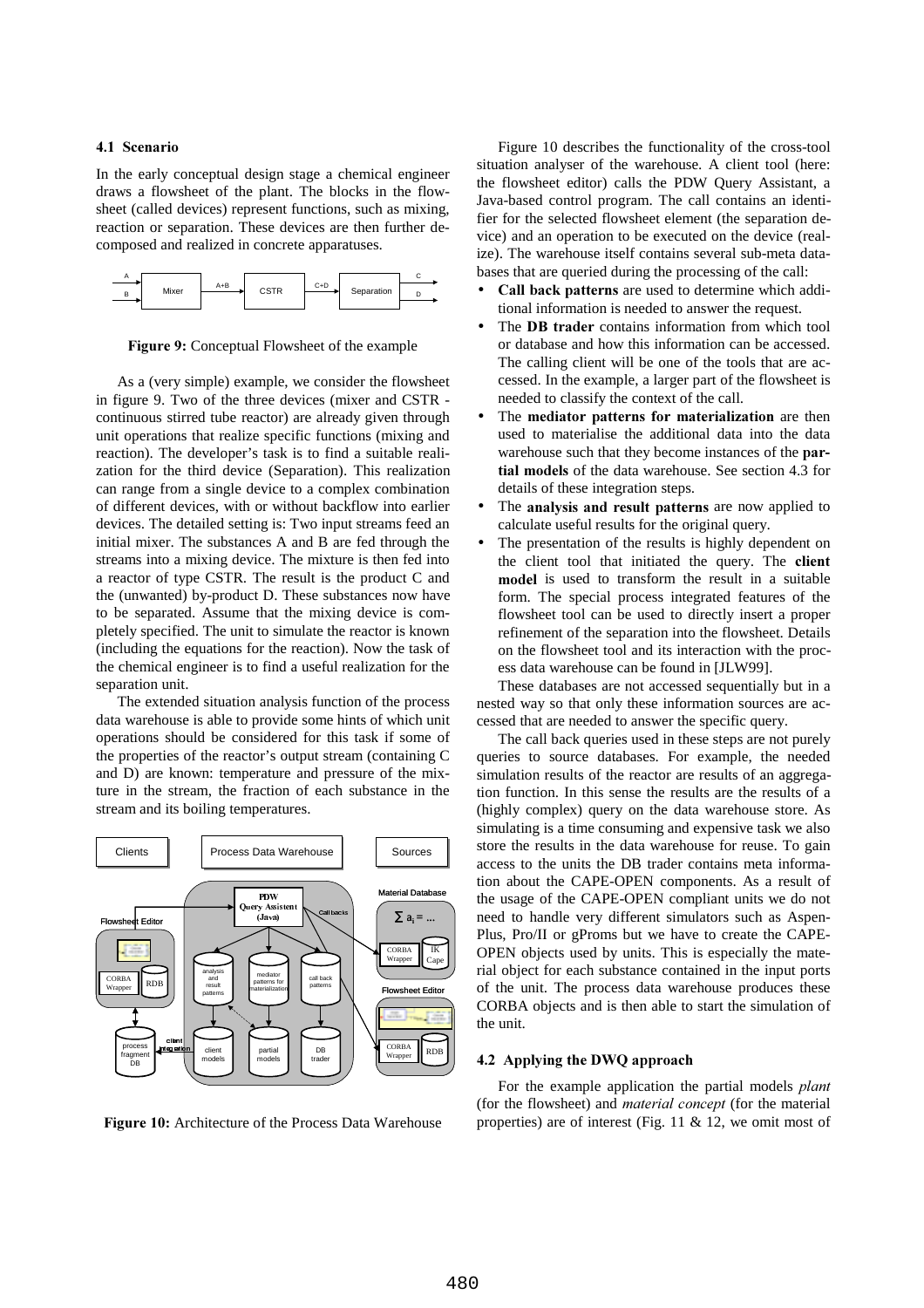### 4.1 Scenario

In the early conceptual design stage a chemical engineer draws a flowsheet of the plant. The blocks in the flowsheet (called devices) represent functions, such as mixing, reaction or separation. These devices are then further decomposed and realized in concrete apparatuses.

**Figure 9:** Conceptual Flowsheet of the example

As a (very simple) example, we consider the flowsheet in figure 9. Two of the three devices (mixer and CSTR - continuous stirred tube reactor) are already given through unit operations that realize specific functions (mixing and reaction). The developer's task is to find a suitable realization for the third device (Separation). This realization can range from a single device to a complex combination of different devices, with or without backflow into earlier devices. The detailed setting is: Two input streams feed an initial mixer. The substances A and B are fed through the streams into a mixing device. The mixture is then fed into a reactor of type CSTR. The result is the product C and the (unwanted) by-product D. These substances now have to be separated. Assume that the mixing device is completely specified. The unit to simulate the reactor is known (including the equations for the reaction). Now the task of the chemical engineer is to find a useful realization for the separation unit.

The extended situation analysis function of the process data warehouse is able to provide some hints of which unit operations should be considered for this task if some of the properties of the reactor's output stream (containing C and D) are known: temperature and pressure of the mixture in the stream, the fraction of each substance in the stream and its boiling temperatures.

**Figure 10:** Architecture of the Process Data Warehouse

Figure 10 describes the functionality of the cross-tool situation analyser of the warehouse. A client tool (here: the flowsheet editor) calls the PDW Query Assistant, a Java-based control program. The call contains an identifier for the selected flowsheet element (the separation device) and an operation to be executed on the device (realize). The warehouse itself contains several sub-meta databases that are queried during the processing of the call:

- **Call back patterns** are used to determine which additional information is needed to answer the request.
- The **DB trader** contains information from which tool or database and how this information can be accessed. The calling client will be one of the tools that are accessed. In the example, a larger part of the flowsheet is needed to classify the context of the call.
- The **mediator patterns for materialization** are then used to materialise the additional data into the data warehouse such that they become instances of the **partial models** of the data warehouse. See section 4.3 for details of these integration steps.
- The **analysis and result patterns** are now applied to calculate useful results for the original query.
- The presentation of the results is highly dependent on the client tool that initiated the query. The **client model** is used to transform the result in a suitable form. The special process integrated features of the flowsheet tool can be used to directly insert a proper refinement of the separation into the flowsheet. Details on the flowsheet tool and its interaction with the process data warehouse can be found in [JLW99].

These databases are not accessed sequentially but in a nested way so that only these information sources are accessed that are needed to answer the specific query.

The call back queries used in these steps are not purely queries to source databases. For example, the needed simulation results of the reactor are results of an aggregation function. In this sense the results are the results of a (highly complex) query on the data warehouse store. As simulating is a time consuming and expensive task we also store the results in the data warehouse for reuse. To gain access to the units the DB trader contains meta information about the CAPE-OPEN components. As a result of the usage of the CAPE-OPEN compliant units we do not need to handle very different simulators such as Aspen-Plus, Pro/II or gProms but we have to create the CAPE-OPEN objects used by units. This is especially the material object for each substance contained in the input ports of the unit. The process data warehouse produces these CORBA objects and is then able to start the simulation of the unit.

### 4.2 Applying the DWQ approach

For the example application the partial models *plant* (for the flowsheet) and *material concept* (for the material properties) are of interest (Fig. 11 & 12, we omit most of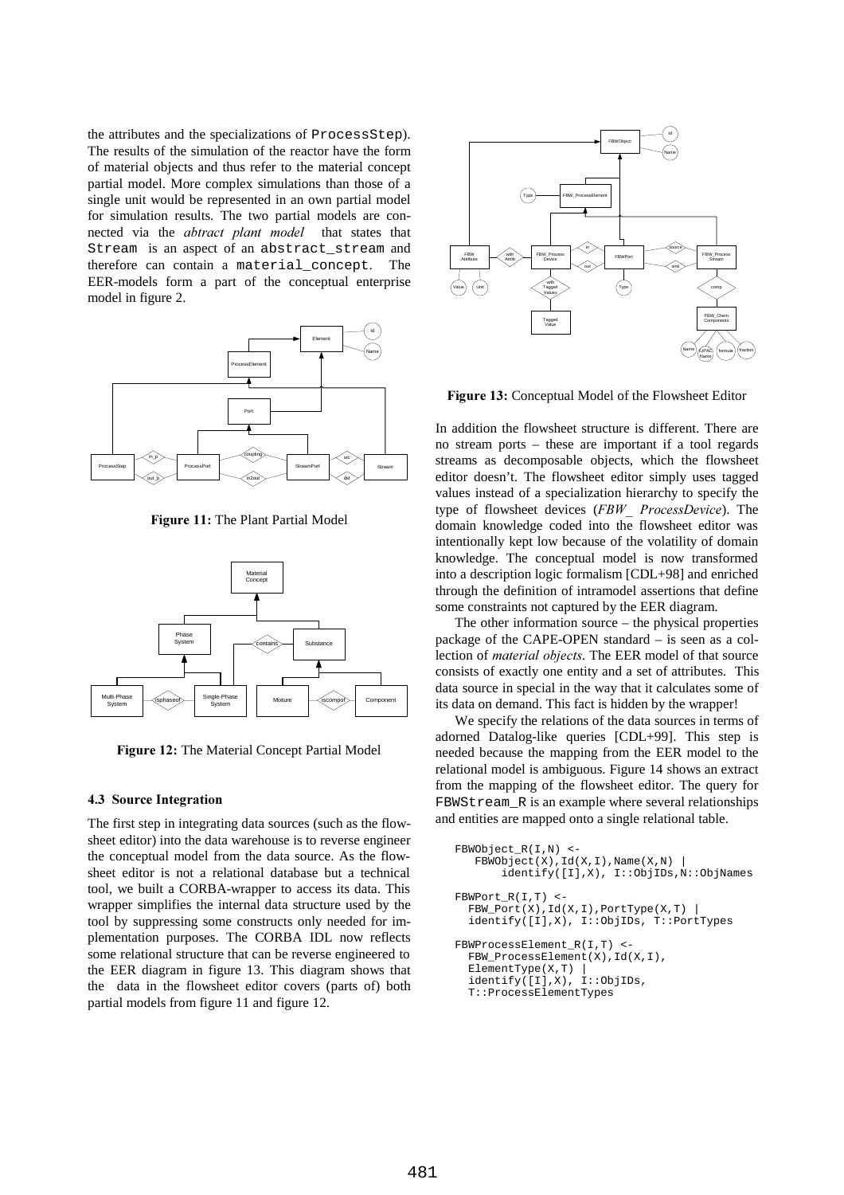the attributes and the specializations of ProcessStep). The results of the simulation of the reactor have the form of material objects and thus refer to the material concept partial model. More complex simulations than those of a single unit would be represented in an own partial model for simulation results. The two partial models are connected via the *abtract plant model* that states that Stream is an aspect of an abstract_stream and therefore can contain a material_concept. The EER-models form a part of the conceptual enterprise model in figure 2.

**Figure 11:** The Plant Partial Model

**Figure 12:** The Material Concept Partial Model

### 4.3 Source Integration

The first step in integrating data sources (such as the flowsheet editor) into the data warehouse is to reverse engineer the conceptual model from the data source. As the flowsheet editor is not a relational database but a technical tool, we built a CORBA-wrapper to access its data. This wrapper simplifies the internal data structure used by the tool by suppressing some constructs only needed for implementation purposes. The CORBA IDL now reflects some relational structure that can be reverse engineered to the EER diagram in figure 13. This diagram shows that the data in the flowsheet editor covers (parts of) both partial models from figure 11 and figure 12.

**Figure 13:** Conceptual Model of the Flowsheet Editor

In addition the flowsheet structure is different. There are no stream ports – these are important if a tool regards streams as decomposable objects, which the flowsheet editor doesn't. The flowsheet editor simply uses tagged values instead of a specialization hierarchy to specify the type of flowsheet devices (*FBW_ ProcessDevice*). The domain knowledge coded into the flowsheet editor was intentionally kept low because of the volatility of domain knowledge. The conceptual model is now transformed into a description logic formalism [CDL+98] and enriched through the definition of intramodel assertions that define some constraints not captured by the EER diagram.

The other information source – the physical properties package of the CAPE-OPEN standard – is seen as a collection of *material objects*. The EER model of that source consists of exactly one entity and a set of attributes. This data source in special in the way that it calculates some of its data on demand. This fact is hidden by the wrapper!

We specify the relations of the data sources in terms of adorned Datalog-like queries [CDL+99]. This step is needed because the mapping from the EER model to the relational model is ambiguous. Figure 14 shows an extract from the mapping of the flowsheet editor. The query for FBWStream_R is an example where several relationships and entities are mapped onto a single relational table.

```
FBWObject_R(I,N) <-
   FBWObject(X),Id(X,I),Name(X,N) |
       identify([I],X), I::ObjIDs,N::ObjNames

FBWPort_R(I,T) <-
  FBW_Port(X),Id(X,I),PortType(X,T) |
  identify([I],X), I::ObjIDs, T::PortTypes

FBWProcessElement_R(I,T) <-
  FBW_ProcessElement(X),Id(X,I),
  ElementType(X,T) |
  identify([I],X), I::ObjIDs,
  T::ProcessElementTypes
```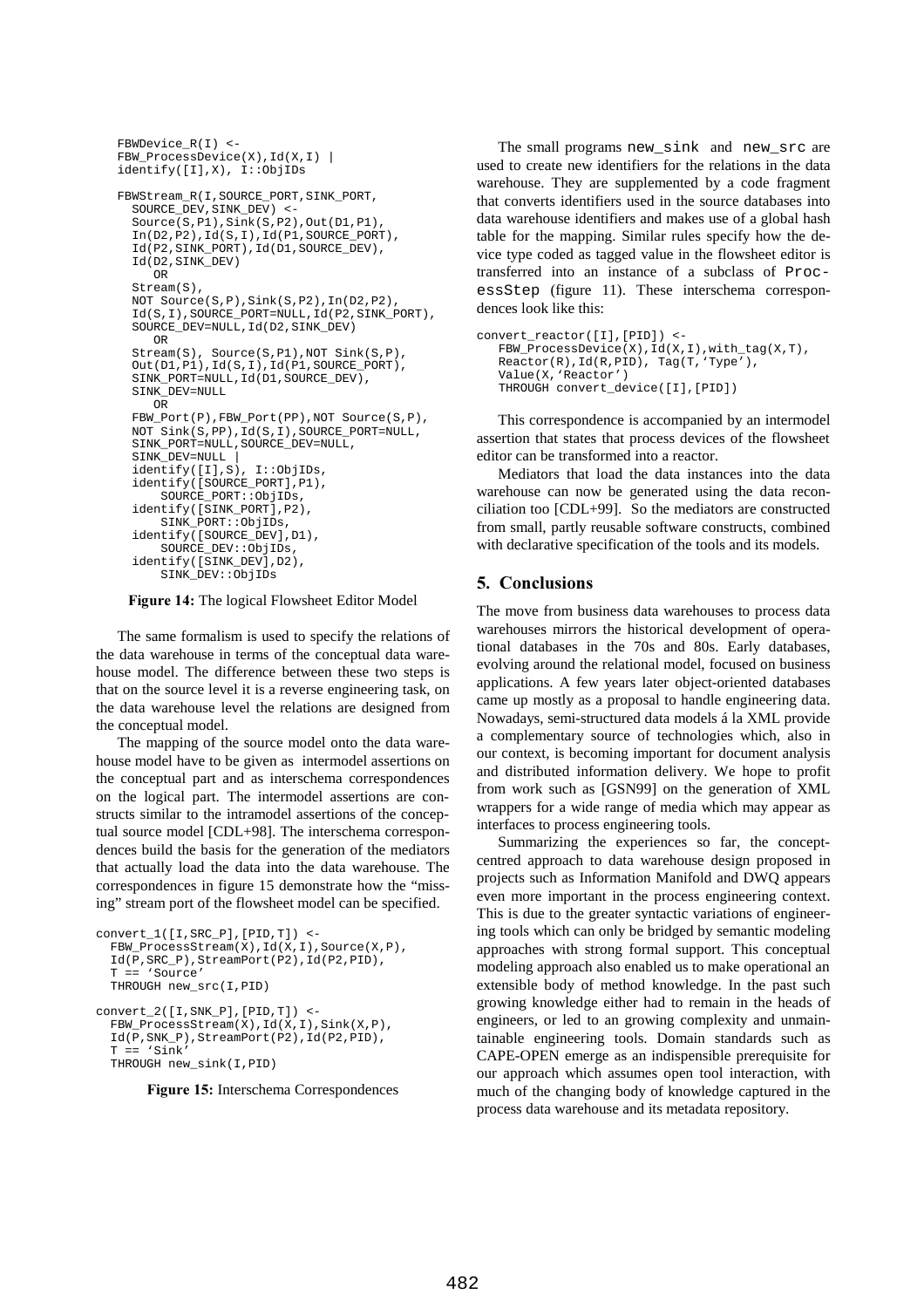```
FBWDevice_R(I) <-
FBW_ProcessDevice(X),Id(X,I) |
identify([I],X), I::ObjIDs

FBWStream_R(I,SOURCE_PORT,SINK_PORT,
  SOURCE_DEV,SINK_DEV) <-
  Source(S,P1),Sink(S,P2),Out(D1,P1),
  In(D2,P2),Id(S,I),Id(P1,SOURCE_PORT),
  Id(P2,SINK_PORT),Id(D1,SOURCE_DEV),
  Id(D2,SINK_DEV)
     OR
  Stream(S),
  NOT Source(S,P),Sink(S,P2),In(D2,P2),
  Id(S,I),SOURCE_PORT=NULL,Id(P2,SINK_PORT),
  SOURCE_DEV=NULL,Id(D2,SINK_DEV)
     OR
  Stream(S), Source(S,P1),NOT Sink(S,P),
  Out(D1,P1),Id(S,I),Id(P1,SOURCE_PORT),
  SINK_PORT=NULL,Id(D1,SOURCE_DEV),
  SINK_DEV=NULL
     OR
  FBW_Port(P),FBW_Port(PP),NOT Source(S,P),
  NOT Sink(S,PP),Id(S,I),SOURCE_PORT=NULL,
  SINK_PORT=NULL,SOURCE_DEV=NULL,
  SINK_DEV=NULL |
  identify([I],S), I::ObjIDs,
  identify([SOURCE_PORT],P1),
      SOURCE_PORT::ObjIDs,
  identify([SINK_PORT],P2),
      SINK_PORT::ObjIDs,
  identify([SOURCE_DEV],D1),
      SOURCE_DEV::ObjIDs,
  identify([SINK_DEV],D2),
      SINK_DEV::ObjIDs
```

**Figure 14:** The logical Flowsheet Editor Model

The same formalism is used to specify the relations of the data warehouse in terms of the conceptual data warehouse model. The difference between these two steps is that on the source level it is a reverse engineering task, on the data warehouse level the relations are designed from the conceptual model.

The mapping of the source model onto the data warehouse model have to be given as intermodel assertions on the conceptual part and as interschema correspondences on the logical part. The intermodel assertions are constructs similar to the intramodel assertions of the conceptual source model [CDL+98]. The interschema correspondences build the basis for the generation of the mediators that actually load the data into the data warehouse. The correspondences in figure 15 demonstrate how the "missing" stream port of the flowsheet model can be specified.

```
convert_1([I,SRC_P],[PID,T]) <-
  FBW_ProcessStream(X),Id(X,I),Source(X,P),
  Id(P,SRC_P),StreamPort(P2),Id(P2,PID),
  T == 'Source'
  THROUGH new_src(I,PID)

convert_2([I,SNK_P],[PID,T]) <-
  FBW_ProcessStream(X),Id(X,I),Sink(X,P),
  Id(P,SNK_P),StreamPort(P2),Id(P2,PID),
  T == 'Sink'
  THROUGH new_sink(I,PID)
```

**Figure 15:** Interschema Correspondences

The small programs `new_sink` and `new_src` are used to create new identifiers for the relations in the data warehouse. They are supplemented by a code fragment that converts identifiers used in the source databases into data warehouse identifiers and makes use of a global hash table for the mapping. Similar rules specify how the device type coded as tagged value in the flowsheet editor is transferred into an instance of a subclass of `ProcessStep` (figure 11). These interschema correspondences look like this:

```
convert_reactor([I],[PID]) <-
   FBW_ProcessDevice(X),Id(X,I),with_tag(X,T),
   Reactor(R),Id(R,PID), Tag(T,'Type'),
   Value(X,'Reactor')
   THROUGH convert_device([I],[PID])
```

This correspondence is accompanied by an intermodel assertion that states that process devices of the flowsheet editor can be transformed into a reactor.

Mediators that load the data instances into the data warehouse can now be generated using the data reconciliation too [CDL+99]. So the mediators are constructed from small, partly reusable software constructs, combined with declarative specification of the tools and its models.

## 5. Conclusions

The move from business data warehouses to process data warehouses mirrors the historical development of operational databases in the 70s and 80s. Early databases, evolving around the relational model, focused on business applications. A few years later object-oriented databases came up mostly as a proposal to handle engineering data. Nowadays, semi-structured data models á la XML provide a complementary source of technologies which, also in our context, is becoming important for document analysis and distributed information delivery. We hope to profit from work such as [GSN99] on the generation of XML wrappers for a wide range of media which may appear as interfaces to process engineering tools.

Summarizing the experiences so far, the concept-centred approach to data warehouse design proposed in projects such as Information Manifold and DWQ appears even more important in the process engineering context. This is due to the greater syntactic variations of engineering tools which can only be bridged by semantic modeling approaches with strong formal support. This conceptual modeling approach also enabled us to make operational an extensible body of method knowledge. In the past such growing knowledge either had to remain in the heads of engineers, or led to an growing complexity and unmaintainable engineering tools. Domain standards such as CAPE-OPEN emerge as an indispensible prerequisite for our approach which assumes open tool interaction, with much of the changing body of knowledge captured in the process data warehouse and its metadata repository.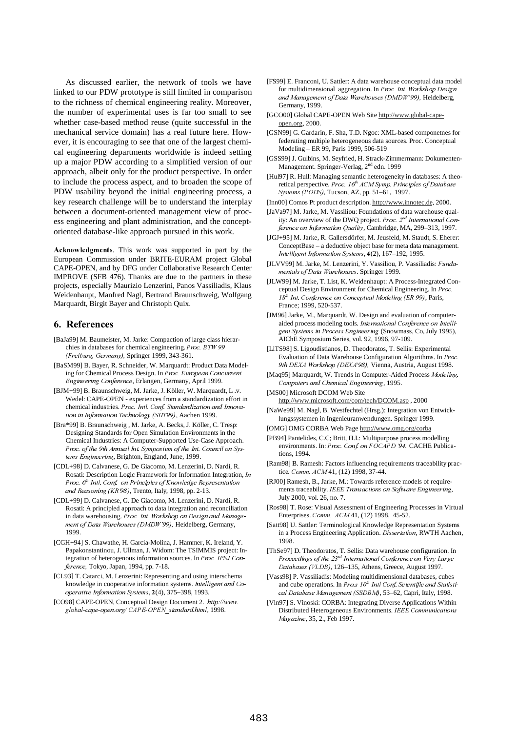As discussed earlier, the network of tools we have linked to our PDW prototype is still limited in comparison to the richness of chemical engineering reality. Moreover, the number of experimental uses is far too small to see whether case-based method reuse (quite successful in the mechanical service domain) has a real future here. However, it is encouraging to see that one of the largest chemical engineering departments worldwide is indeed setting up a major PDW according to a simplified version of our approach, albeit only for the product perspective. In order to include the process aspect, and to broaden the scope of PDW usability beyond the initial engineering process, a key research challenge will be to understand the interplay between a document-oriented management view of process engineering and plant administration, and the concept-oriented database-like approach pursued in this work.

**Acknowledgments**. This work was supported in part by the European Commission under BRITE-EURAM project Global CAPE-OPEN, and by DFG under Collaborative Research Center IMPROVE (SFB 476). Thanks are due to the partners in these projects, especially Maurizio Lenzerini, Panos Vassiliadis, Klaus Weidenhaupt, Manfred Nagl, Bertrand Braunschweig, Wolfgang Marquardt, Birgit Bayer and Christoph Quix.

## 6. References

[BaJa99] M. Baumeister, M. Jarke: Compaction of large class hierarchies in databases for chemical engineering. *Proc. BTW'99 (Freiburg, Germany)*, Springer 1999, 343-361.

[BaSM99] B. Bayer, R. Schneider, W. Marquardt: Product Data Modeling for Chemical Process Design. In *Proc. European Concurrent Engineering Conference*, Erlangen, Germany, April 1999.

[BJM+99] B. Braunschweig, M. Jarke, J. Köller, W. Marquardt, L .v. Wedel: CAPE-OPEN - experiences from a standardization effort in chemical industries. *Proc. Intl. Conf. Standardization and Innovation in Information Technology (SIIT99)*, Aachen 1999.

[Bra*99] B. Braunschweig , M. Jarke, A. Becks, J. Köller, C. Tresp: Designing Standards for Open Simulation Environments in the Chemical Industries: A Computer-Supported Use-Case Approach. *Proc. of the 9th Annual Int. Symposium of the Int. Council on Systems Engineering*, Brighton, England, June, 1999.

[CDL+98] D. Calvanese, G. De Giacomo, M. Lenzerini, D. Nardi, R. Rosati: Description Logic Framework for Information Integration, *In Proc. 6th Intl. Conf. on Principles of Knowledge Representation and Reasoning (KR'98)*, Trento, Italy, 1998, pp. 2-13.

[CDL+99] D. Calvanese, G. De Giacomo, M. Lenzerini, D. Nardi, R. Rosati: A principled approach to data integration and reconciliation in data warehousing. *Proc. Int. Workshop on Design and Management of Data Warehouses (DMDW'99)*, Heidelberg, Germany, 1999.

[CGH+94] S. Chawathe, H. Garcia-Molina, J. Hammer, K. Ireland, Y. Papakonstantinou, J. Ullman, J. Widom: The TSIMMIS project: Integration of heterogeneous information sources. In *Proc. IPSJ Conference*, Tokyo, Japan, 1994, pp. 7-18.

[CL93] T. Catarci, M. Lenzerini: Representing and using interschema knowledge in cooperative information systems. *Intelligent and Cooperative Information Systems*, **2**(4), 375–398, 1993.

[CO98] CAPE-OPEN, Conceptual Design Document 2. *http://www.global-cape-open.org/ CAPE-OPEN_standard.html*, 1998.

[FS99] E. Franconi, U. Sattler: A data warehouse conceptual data model for multidimensional aggregation. In *Proc. Int. Workshop Design and Management of Data Warehouses (DMDW'99)*, Heidelberg, Germany, 1999.

[GCO00] Global CAPE-OPEN Web Site http://www.global-cape-open.org, 2000.

[GSN99] G. Gardarin, F. Sha, T.D. Ngoc: XML-based componetnes for federating multiple heterogeneous data sources. Proc. Conceptual Modeling – ER 99, Paris 1999, 506-519

[GSS99] J. Gulbins, M. Seyfried, H. Strack-Zimmermann: Dokumenten-Management. Springer-Verlag, 2nd edn. 1999

[Hul97] R. Hull: Managing semantic heterogeneity in databases: A theoretical perspective. *Proc. 16th ACM Symp. Principles of Database Systems (PODS)*, Tucson, AZ, pp. 51–61, 1997.

[Inn00] Comos Pt product description. http://www.innotec.de, 2000.

[JaVa97] M. Jarke, M. Vassiliou: Foundations of data warehouse quality: An overview of the DWQ project. *Proc. 2nd International Conference on Information Quality*, Cambridge, MA, 299–313, 1997.

[JGJ+95] M. Jarke, R. Gallersdörfer, M. Jeusfeld, M. Staudt, S. Eherer: ConceptBase – a deductive object base for meta data management. *Intelligent Information Systems*, **4**(2), 167–192, 1995.

[JLVV99] M. Jarke, M. Lenzerini, Y. Vassiliou, P. Vassiliadis: *Fundamentals of Data Warehouses*. Springer 1999.

[JLW99] M. Jarke, T. List, K. Weidenhaupt: A Process-Integrated Conceptual Design Environment for Chemical Engineering. In *Proc. 18th Int. Conference on Conceptual Modeling (ER 99)*, Paris, France; 1999, 520-537.

[JM96] Jarke, M., Marquardt, W. Design and evaluation of computer-aided process modeling tools. *International Conference on Intelligent Systems in Process Engineering* (Snowmass, Co, July 1995), AIChE Symposium Series, vol. 92, 1996, 97-109.

[LiTS98] S. Ligoudistianos, D. Theodoratos, T. Sellis: Experimental Evaluation of Data Warehouse Configuration Algorithms. In *Proc. 9th DEXA Workshop (DEXA'98)*, Vienna, Austria, August 1998.

[Maq95] Marquardt, W. Trends in Computer-Aided Process *Modeling*. *Computers and Chemical Engineering*, 1995.

[MS00] Microsoft DCOM Web Site http://www.microsoft.com/com/tech/DCOM.asp , 2000

[NaWe99] M. Nagl, B. Westfechtel (Hrsg.): Integration von Entwicklungssystemen in Ingenieuranwendungen. Springer 1999.

[OMG] OMG CORBA Web Page http://www.omg.org/corba

[PB94] Pantelides, C.C; Britt, H.I.: Multipurpose process modelling environments. In: *Proc. Conf. on FOCAPD '94*. CACHE Publications, 1994.

[Ram98] B. Ramesh: Factors influencing requirements traceability practice. *Comm. ACM* 41, (12) 1998, 37-44.

[RJ00] Ramesh, B., Jarke, M.: Towards reference models of requirements traceability. *IEEE Transactions on Software Engineering*, July 2000, vol. 26, no. 7.

[Ros98] T. Rose: Visual Assessment of Engineering Processes in Virtual Enterprises. *Comm. ACM* 41, (12) 1998, 45-52.

[Satt98] U. Sattler: Terminological Knowledge Representation Systems in a Process Engineering Application. *Dissertation*, RWTH Aachen, 1998.

[ThSe97] D. Theodoratos, T. Sellis: Data warehouse configuration. In *Proceedings of the 23rd International Conference on Very Large Databases (VLDB)*, 126–135, Athens, Greece, August 1997.

[Vass98] P. Vassiliadis: Modeling multidimensional databases, cubes and cube operations. In *Pro.s 10th Intl Conf. Scientific and Statistical Database Management (SSDBM)*, 53–62, Capri, Italy, 1998.

[Vin97] S. Vinoski: CORBA: Integrating Diverse Applications Within Distributed Heterogeneous Environments. *IEEE Communications Magazine*, 35, 2., Feb 1997.